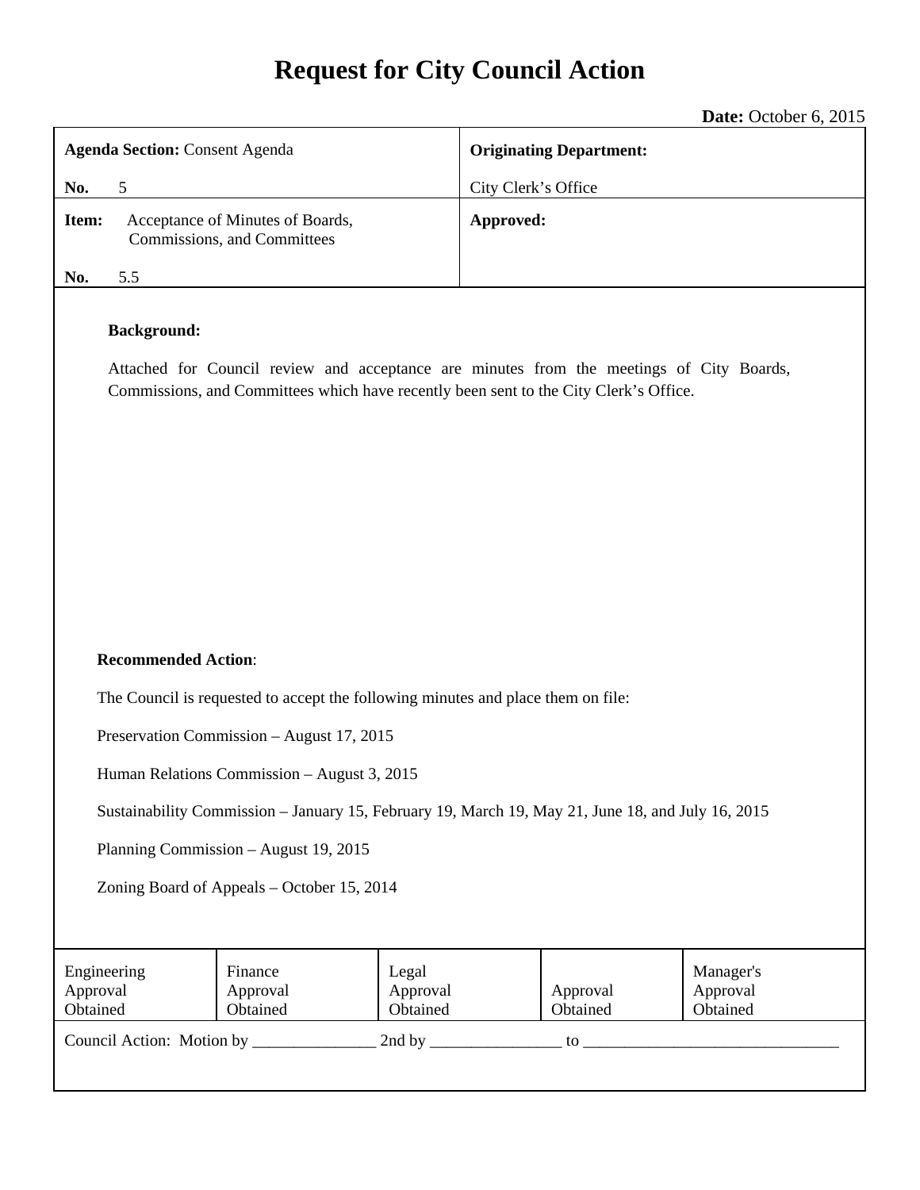# Request for City Council Action

**Date:** October 6, 2015

| **Agenda Section:** Consent Agenda<br><br>**No.** 5 | **Originating Department:**<br><br>City Clerk's Office |
|---|---|
| **Item:** Acceptance of Minutes of Boards, Commissions, and Committees<br><br>**No.** 5.5 | **Approved:** |

**Background:**

Attached for Council review and acceptance are minutes from the meetings of City Boards, Commissions, and Committees which have recently been sent to the City Clerk's Office.

**Recommended Action**:

The Council is requested to accept the following minutes and place them on file:

Preservation Commission – August 17, 2015

Human Relations Commission – August 3, 2015

Sustainability Commission – January 15, February 19, March 19, May 21, June 18, and July 16, 2015

Planning Commission – August 19, 2015

Zoning Board of Appeals – October 15, 2014

| Engineering Approval Obtained | Finance Approval Obtained | Legal Approval Obtained | Approval Obtained | Manager's Approval Obtained |
|---|---|---|---|---|

Council Action: Motion by _______________ 2nd by ________________ to ________________________________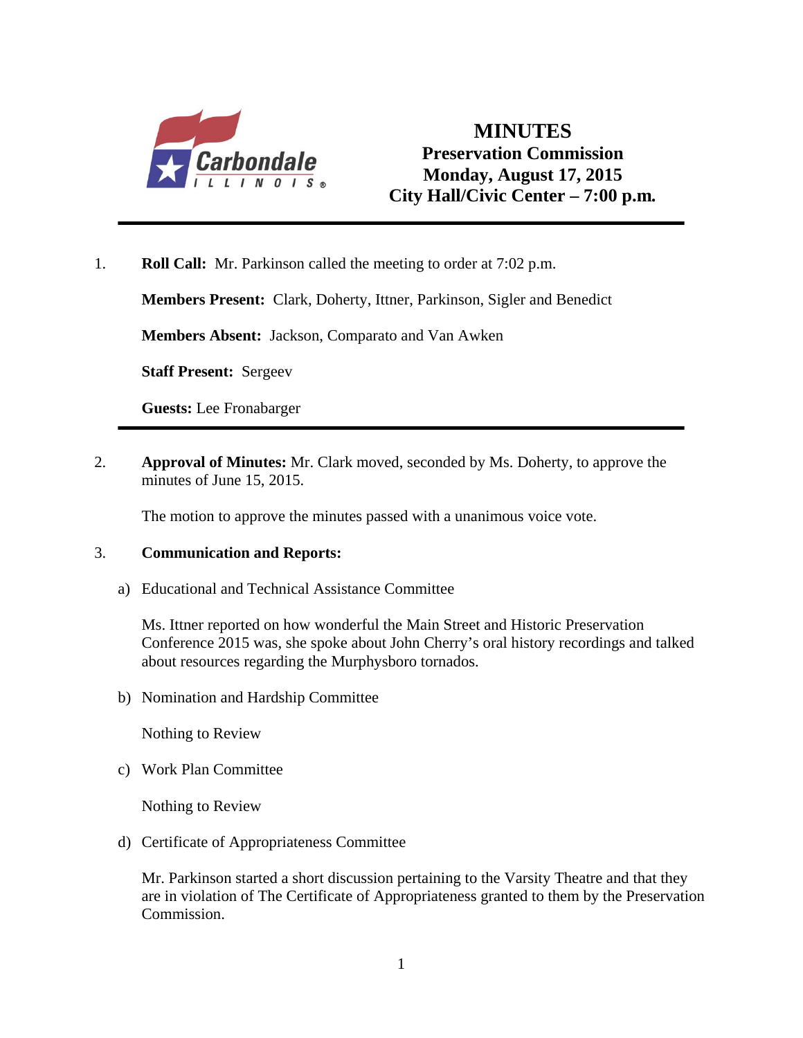# MINUTES

## Preservation Commission

## Monday, August 17, 2015

## City Hall/Civic Center – 7:00 p.m.

---

1. **Roll Call:** Mr. Parkinson called the meeting to order at 7:02 p.m.

   **Members Present:** Clark, Doherty, Ittner, Parkinson, Sigler and Benedict

   **Members Absent:** Jackson, Comparato and Van Awken

   **Staff Present:** Sergeev

   **Guests:** Lee Fronabarger

---

2. **Approval of Minutes:** Mr. Clark moved, seconded by Ms. Doherty, to approve the minutes of June 15, 2015.

   The motion to approve the minutes passed with a unanimous voice vote.

3. **Communication and Reports:**

   a) Educational and Technical Assistance Committee

   Ms. Ittner reported on how wonderful the Main Street and Historic Preservation Conference 2015 was, she spoke about John Cherry's oral history recordings and talked about resources regarding the Murphysboro tornados.

   b) Nomination and Hardship Committee

   Nothing to Review

   c) Work Plan Committee

   Nothing to Review

   d) Certificate of Appropriateness Committee

   Mr. Parkinson started a short discussion pertaining to the Varsity Theatre and that they are in violation of The Certificate of Appropriateness granted to them by the Preservation Commission.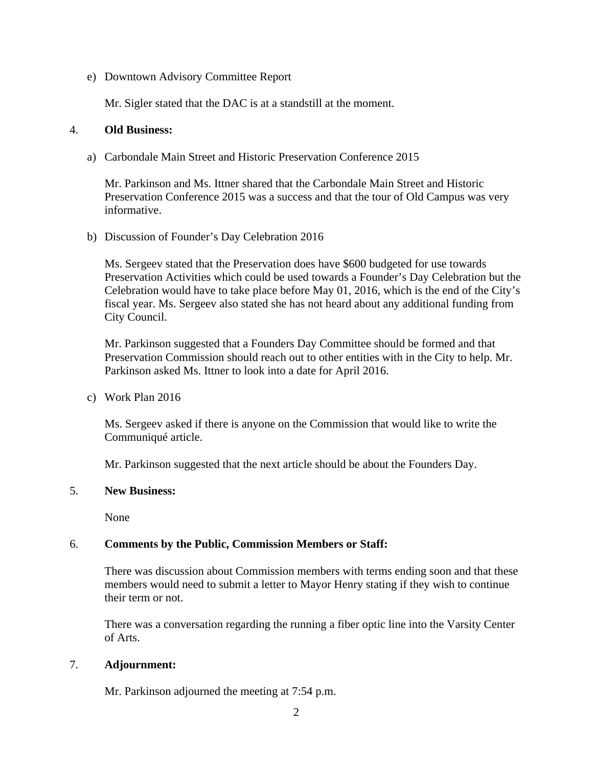e) Downtown Advisory Committee Report

   Mr. Sigler stated that the DAC is at a standstill at the moment.

4. **Old Business:**

   a) Carbondale Main Street and Historic Preservation Conference 2015

      Mr. Parkinson and Ms. Ittner shared that the Carbondale Main Street and Historic Preservation Conference 2015 was a success and that the tour of Old Campus was very informative.

   b) Discussion of Founder's Day Celebration 2016

      Ms. Sergeev stated that the Preservation does have $600 budgeted for use towards Preservation Activities which could be used towards a Founder's Day Celebration but the Celebration would have to take place before May 01, 2016, which is the end of the City's fiscal year. Ms. Sergeev also stated she has not heard about any additional funding from City Council.

      Mr. Parkinson suggested that a Founders Day Committee should be formed and that Preservation Commission should reach out to other entities with in the City to help. Mr. Parkinson asked Ms. Ittner to look into a date for April 2016.

   c) Work Plan 2016

      Ms. Sergeev asked if there is anyone on the Commission that would like to write the Communiqué article.

      Mr. Parkinson suggested that the next article should be about the Founders Day.

5. **New Business:**

   None

6. **Comments by the Public, Commission Members or Staff:**

   There was discussion about Commission members with terms ending soon and that these members would need to submit a letter to Mayor Henry stating if they wish to continue their term or not.

   There was a conversation regarding the running a fiber optic line into the Varsity Center of Arts.

7. **Adjournment:**

   Mr. Parkinson adjourned the meeting at 7:54 p.m.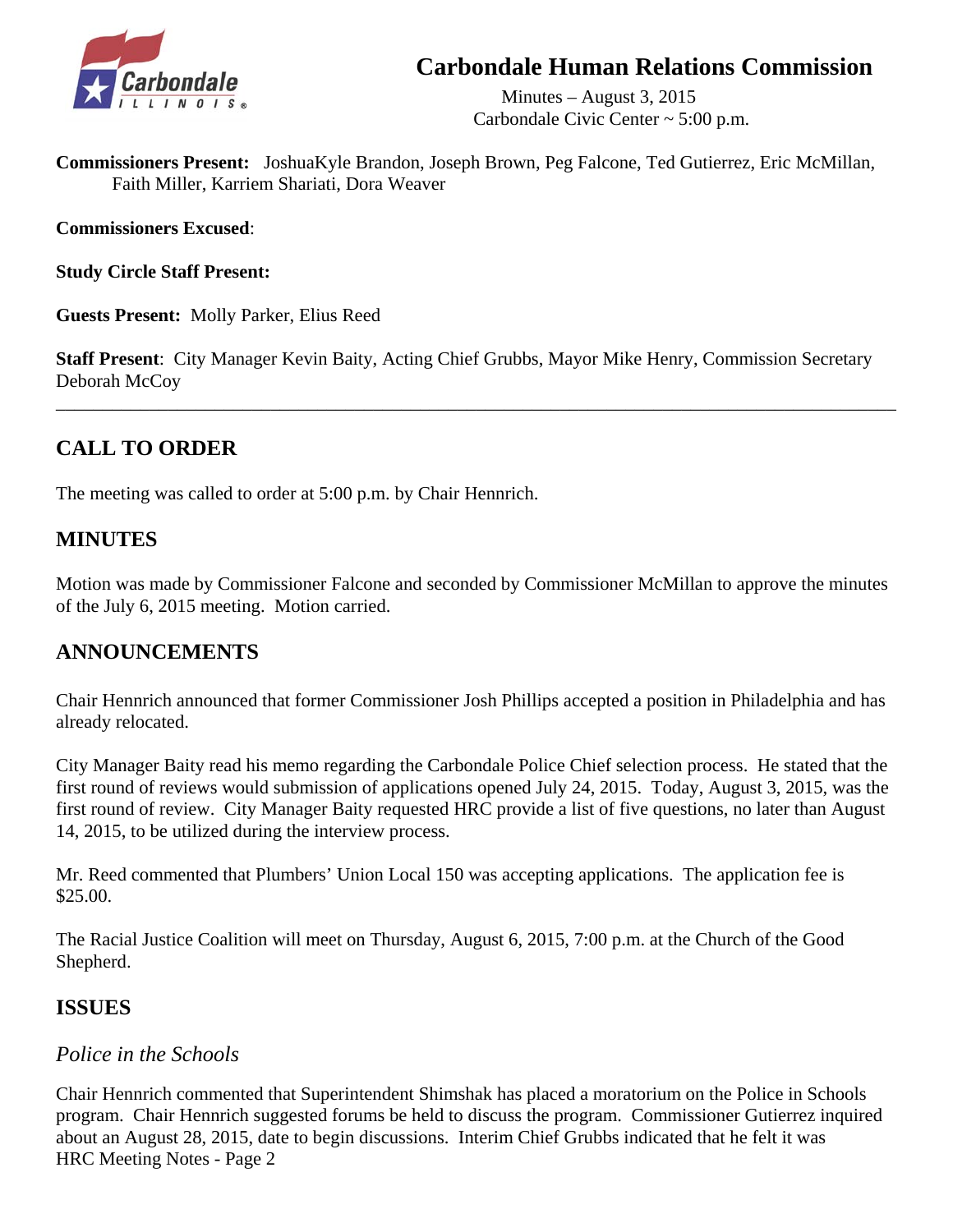# Carbondale Human Relations Commission

Minutes – August 3, 2015
Carbondale Civic Center ~ 5:00 p.m.

**Commissioners Present:** JoshuaKyle Brandon, Joseph Brown, Peg Falcone, Ted Gutierrez, Eric McMillan, Faith Miller, Karriem Shariati, Dora Weaver

**Commissioners Excused**:

**Study Circle Staff Present:**

**Guests Present:** Molly Parker, Elius Reed

**Staff Present**: City Manager Kevin Baity, Acting Chief Grubbs, Mayor Mike Henry, Commission Secretary Deborah McCoy

---

## CALL TO ORDER

The meeting was called to order at 5:00 p.m. by Chair Hennrich.

## MINUTES

Motion was made by Commissioner Falcone and seconded by Commissioner McMillan to approve the minutes of the July 6, 2015 meeting. Motion carried.

## ANNOUNCEMENTS

Chair Hennrich announced that former Commissioner Josh Phillips accepted a position in Philadelphia and has already relocated.

City Manager Baity read his memo regarding the Carbondale Police Chief selection process. He stated that the first round of reviews would submission of applications opened July 24, 2015. Today, August 3, 2015, was the first round of review. City Manager Baity requested HRC provide a list of five questions, no later than August 14, 2015, to be utilized during the interview process.

Mr. Reed commented that Plumbers' Union Local 150 was accepting applications. The application fee is $25.00.

The Racial Justice Coalition will meet on Thursday, August 6, 2015, 7:00 p.m. at the Church of the Good Shepherd.

## ISSUES

### *Police in the Schools*

Chair Hennrich commented that Superintendent Shimshak has placed a moratorium on the Police in Schools program. Chair Hennrich suggested forums be held to discuss the program. Commissioner Gutierrez inquired about an August 28, 2015, date to begin discussions. Interim Chief Grubbs indicated that he felt it was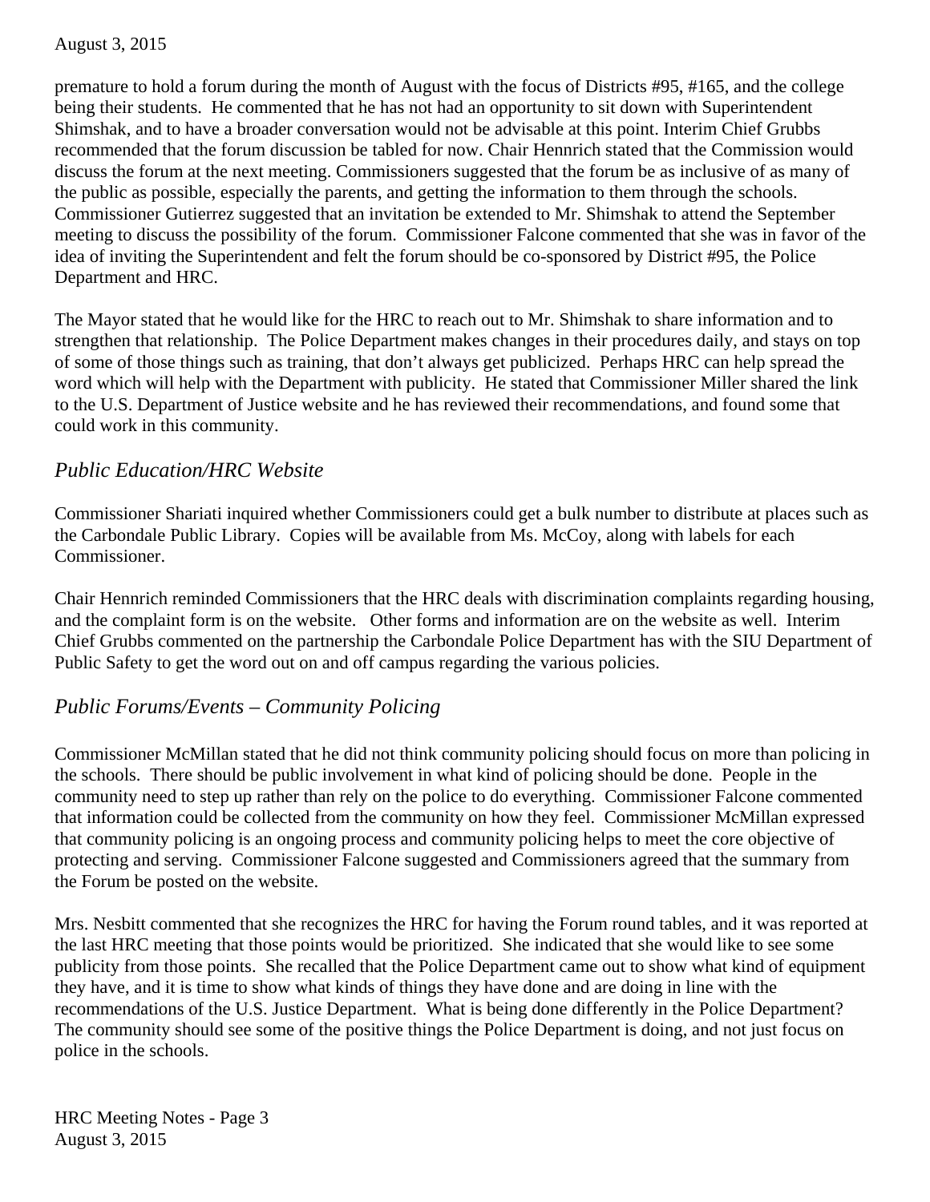premature to hold a forum during the month of August with the focus of Districts #95, #165, and the college being their students. He commented that he has not had an opportunity to sit down with Superintendent Shimshak, and to have a broader conversation would not be advisable at this point. Interim Chief Grubbs recommended that the forum discussion be tabled for now. Chair Hennrich stated that the Commission would discuss the forum at the next meeting. Commissioners suggested that the forum be as inclusive of as many of the public as possible, especially the parents, and getting the information to them through the schools. Commissioner Gutierrez suggested that an invitation be extended to Mr. Shimshak to attend the September meeting to discuss the possibility of the forum. Commissioner Falcone commented that she was in favor of the idea of inviting the Superintendent and felt the forum should be co-sponsored by District #95, the Police Department and HRC.

The Mayor stated that he would like for the HRC to reach out to Mr. Shimshak to share information and to strengthen that relationship. The Police Department makes changes in their procedures daily, and stays on top of some of those things such as training, that don't always get publicized. Perhaps HRC can help spread the word which will help with the Department with publicity. He stated that Commissioner Miller shared the link to the U.S. Department of Justice website and he has reviewed their recommendations, and found some that could work in this community.

## *Public Education/HRC Website*

Commissioner Shariati inquired whether Commissioners could get a bulk number to distribute at places such as the Carbondale Public Library. Copies will be available from Ms. McCoy, along with labels for each Commissioner.

Chair Hennrich reminded Commissioners that the HRC deals with discrimination complaints regarding housing, and the complaint form is on the website. Other forms and information are on the website as well. Interim Chief Grubbs commented on the partnership the Carbondale Police Department has with the SIU Department of Public Safety to get the word out on and off campus regarding the various policies.

## *Public Forums/Events – Community Policing*

Commissioner McMillan stated that he did not think community policing should focus on more than policing in the schools. There should be public involvement in what kind of policing should be done. People in the community need to step up rather than rely on the police to do everything. Commissioner Falcone commented that information could be collected from the community on how they feel. Commissioner McMillan expressed that community policing is an ongoing process and community policing helps to meet the core objective of protecting and serving. Commissioner Falcone suggested and Commissioners agreed that the summary from the Forum be posted on the website.

Mrs. Nesbitt commented that she recognizes the HRC for having the Forum round tables, and it was reported at the last HRC meeting that those points would be prioritized. She indicated that she would like to see some publicity from those points. She recalled that the Police Department came out to show what kind of equipment they have, and it is time to show what kinds of things they have done and are doing in line with the recommendations of the U.S. Justice Department. What is being done differently in the Police Department? The community should see some of the positive things the Police Department is doing, and not just focus on police in the schools.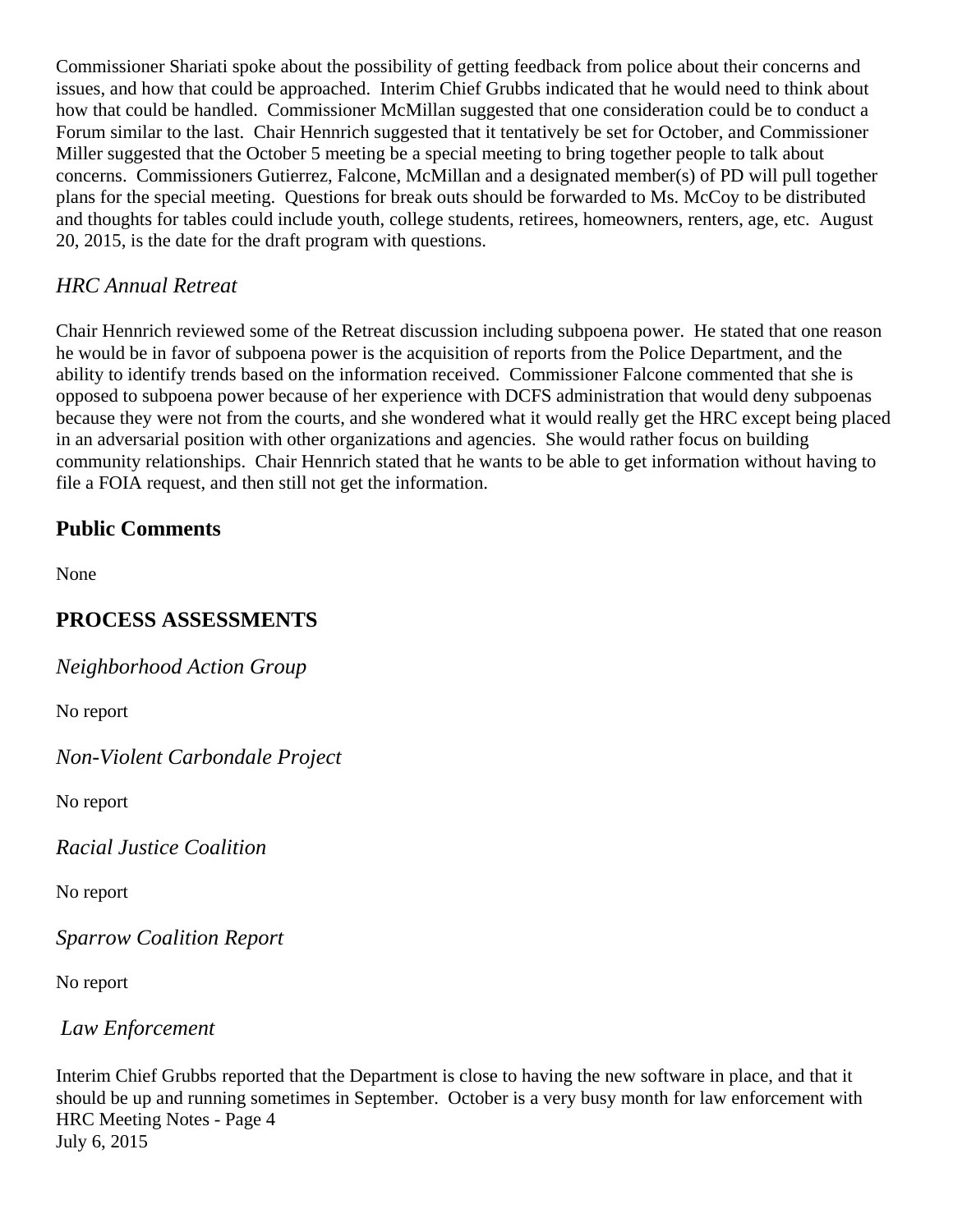Commissioner Shariati spoke about the possibility of getting feedback from police about their concerns and issues, and how that could be approached. Interim Chief Grubbs indicated that he would need to think about how that could be handled. Commissioner McMillan suggested that one consideration could be to conduct a Forum similar to the last. Chair Hennrich suggested that it tentatively be set for October, and Commissioner Miller suggested that the October 5 meeting be a special meeting to bring together people to talk about concerns. Commissioners Gutierrez, Falcone, McMillan and a designated member(s) of PD will pull together plans for the special meeting. Questions for break outs should be forwarded to Ms. McCoy to be distributed and thoughts for tables could include youth, college students, retirees, homeowners, renters, age, etc. August 20, 2015, is the date for the draft program with questions.

### *HRC Annual Retreat*

Chair Hennrich reviewed some of the Retreat discussion including subpoena power. He stated that one reason he would be in favor of subpoena power is the acquisition of reports from the Police Department, and the ability to identify trends based on the information received. Commissioner Falcone commented that she is opposed to subpoena power because of her experience with DCFS administration that would deny subpoenas because they were not from the courts, and she wondered what it would really get the HRC except being placed in an adversarial position with other organizations and agencies. She would rather focus on building community relationships. Chair Hennrich stated that he wants to be able to get information without having to file a FOIA request, and then still not get the information.

## **Public Comments**

None

## **PROCESS ASSESSMENTS**

### *Neighborhood Action Group*

No report

### *Non-Violent Carbondale Project*

No report

### *Racial Justice Coalition*

No report

### *Sparrow Coalition Report*

No report

### *Law Enforcement*

Interim Chief Grubbs reported that the Department is close to having the new software in place, and that it should be up and running sometimes in September. October is a very busy month for law enforcement with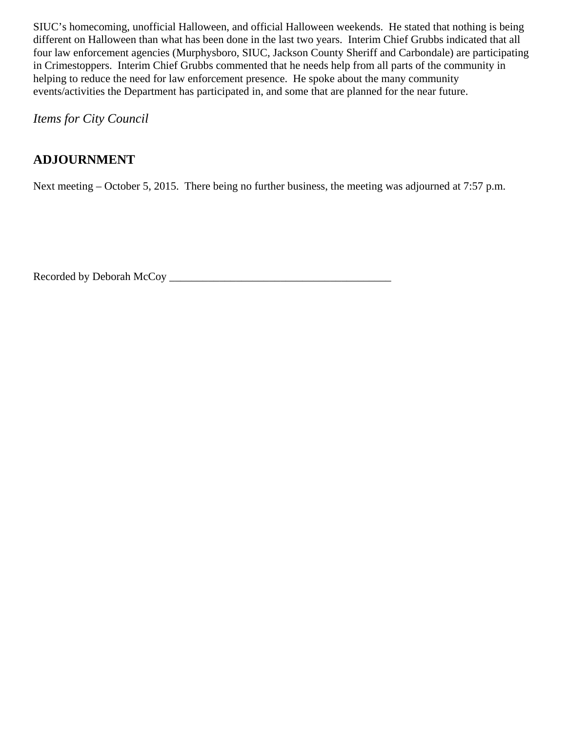SIUC's homecoming, unofficial Halloween, and official Halloween weekends. He stated that nothing is being different on Halloween than what has been done in the last two years. Interim Chief Grubbs indicated that all four law enforcement agencies (Murphysboro, SIUC, Jackson County Sheriff and Carbondale) are participating in Crimestoppers. Interim Chief Grubbs commented that he needs help from all parts of the community in helping to reduce the need for law enforcement presence. He spoke about the many community events/activities the Department has participated in, and some that are planned for the near future.

*Items for City Council*

## ADJOURNMENT

Next meeting – October 5, 2015. There being no further business, the meeting was adjourned at 7:57 p.m.

Recorded by Deborah McCoy \_\_\_\_\_\_\_\_\_\_\_\_\_\_\_\_\_\_\_\_\_\_\_\_\_\_\_\_\_\_\_\_\_\_\_\_\_\_\_\_\_\_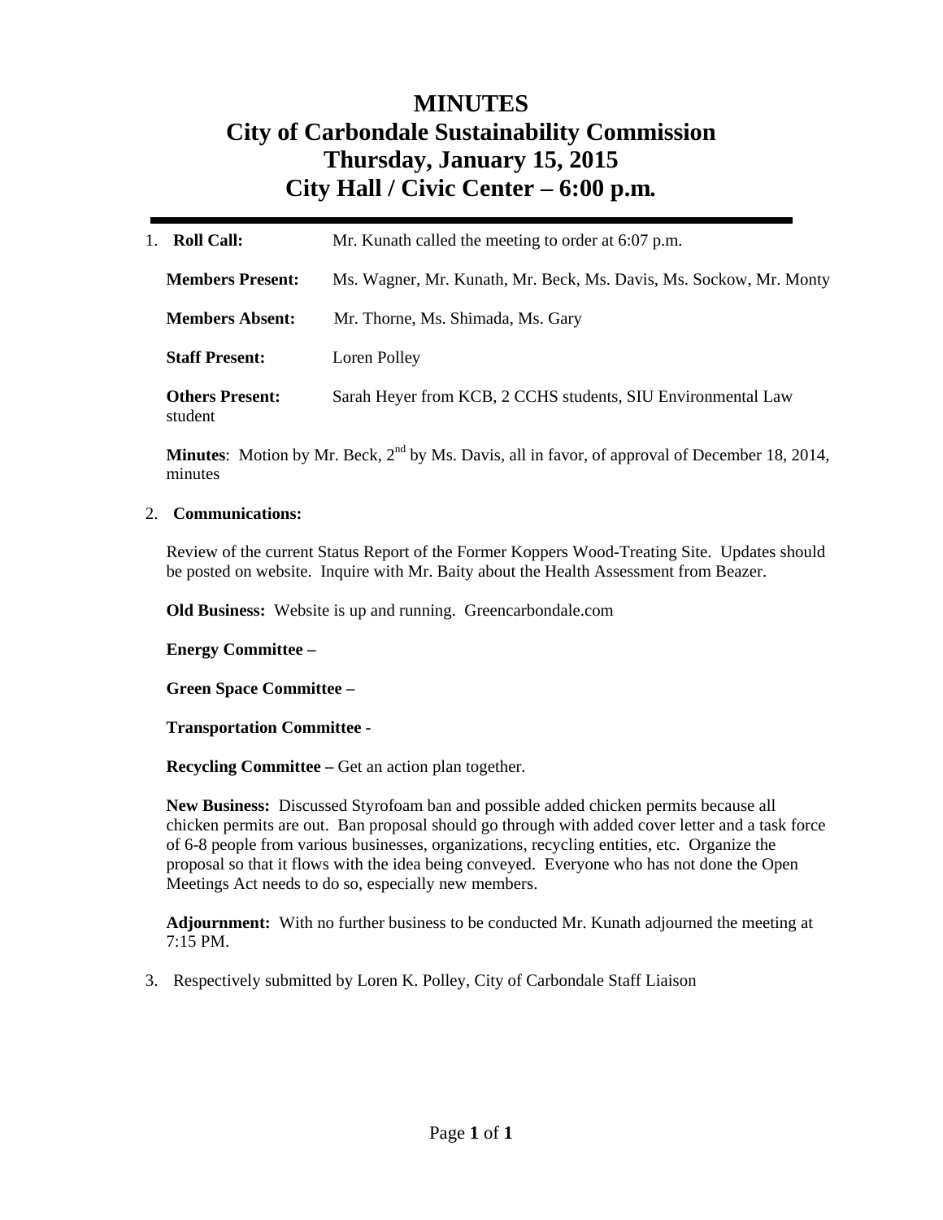# MINUTES
# City of Carbondale Sustainability Commission
# Thursday, January 15, 2015
# City Hall / Civic Center – 6:00 p.m.

---

1. **Roll Call:** Mr. Kunath called the meeting to order at 6:07 p.m.

   **Members Present:** Ms. Wagner, Mr. Kunath, Mr. Beck, Ms. Davis, Ms. Sockow, Mr. Monty

   **Members Absent:** Mr. Thorne, Ms. Shimada, Ms. Gary

   **Staff Present:** Loren Polley

   **Others Present:** Sarah Heyer from KCB, 2 CCHS students, SIU Environmental Law student

   **Minutes**: Motion by Mr. Beck, 2nd by Ms. Davis, all in favor, of approval of December 18, 2014, minutes

2. **Communications:**

   Review of the current Status Report of the Former Koppers Wood-Treating Site. Updates should be posted on website. Inquire with Mr. Baity about the Health Assessment from Beazer.

   **Old Business:** Website is up and running. Greencarbondale.com

   **Energy Committee –**

   **Green Space Committee –**

   **Transportation Committee -**

   **Recycling Committee –** Get an action plan together.

   **New Business:** Discussed Styrofoam ban and possible added chicken permits because all chicken permits are out. Ban proposal should go through with added cover letter and a task force of 6-8 people from various businesses, organizations, recycling entities, etc. Organize the proposal so that it flows with the idea being conveyed. Everyone who has not done the Open Meetings Act needs to do so, especially new members.

   **Adjournment:** With no further business to be conducted Mr. Kunath adjourned the meeting at 7:15 PM.

3. Respectively submitted by Loren K. Polley, City of Carbondale Staff Liaison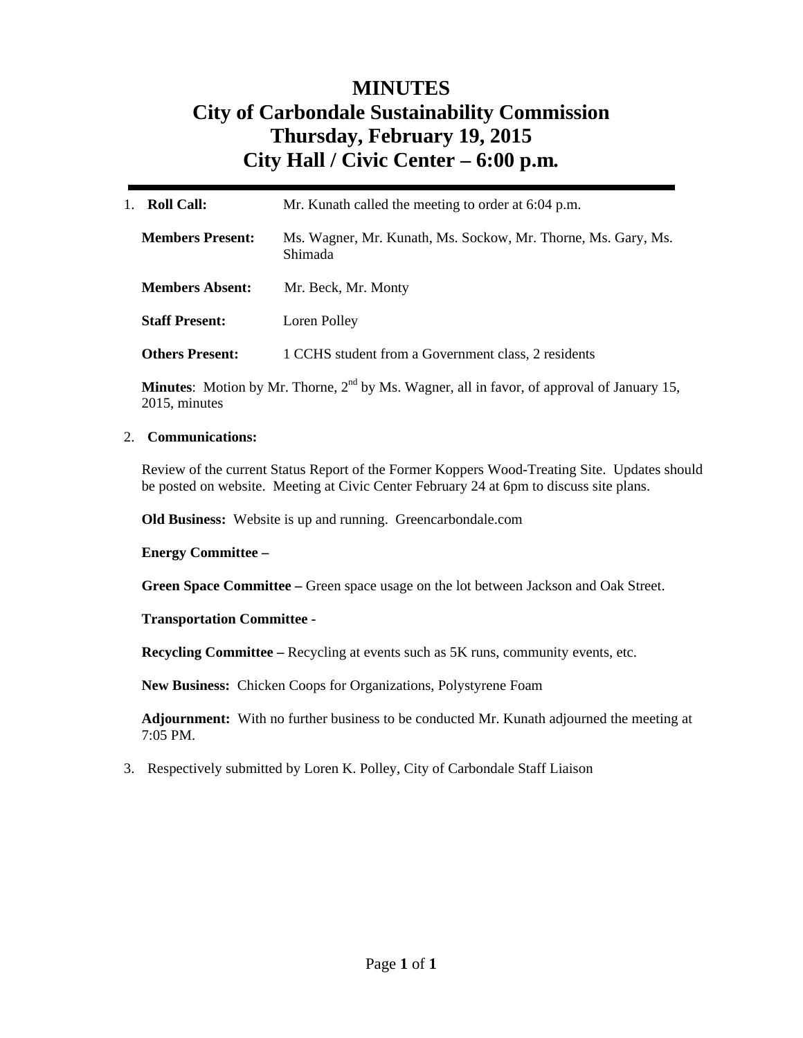# MINUTES
# City of Carbondale Sustainability Commission
# Thursday, February 19, 2015
# City Hall / Civic Center – 6:00 p.m.

---

1. **Roll Call:** Mr. Kunath called the meeting to order at 6:04 p.m.

   **Members Present:** Ms. Wagner, Mr. Kunath, Ms. Sockow, Mr. Thorne, Ms. Gary, Ms. Shimada

   **Members Absent:** Mr. Beck, Mr. Monty

   **Staff Present:** Loren Polley

   **Others Present:** 1 CCHS student from a Government class, 2 residents

   **Minutes**: Motion by Mr. Thorne, 2nd by Ms. Wagner, all in favor, of approval of January 15, 2015, minutes

2. **Communications:**

   Review of the current Status Report of the Former Koppers Wood-Treating Site. Updates should be posted on website. Meeting at Civic Center February 24 at 6pm to discuss site plans.

   **Old Business:** Website is up and running. Greencarbondale.com

   **Energy Committee –**

   **Green Space Committee –** Green space usage on the lot between Jackson and Oak Street.

   **Transportation Committee -**

   **Recycling Committee –** Recycling at events such as 5K runs, community events, etc.

   **New Business:** Chicken Coops for Organizations, Polystyrene Foam

   **Adjournment:** With no further business to be conducted Mr. Kunath adjourned the meeting at 7:05 PM.

3. Respectively submitted by Loren K. Polley, City of Carbondale Staff Liaison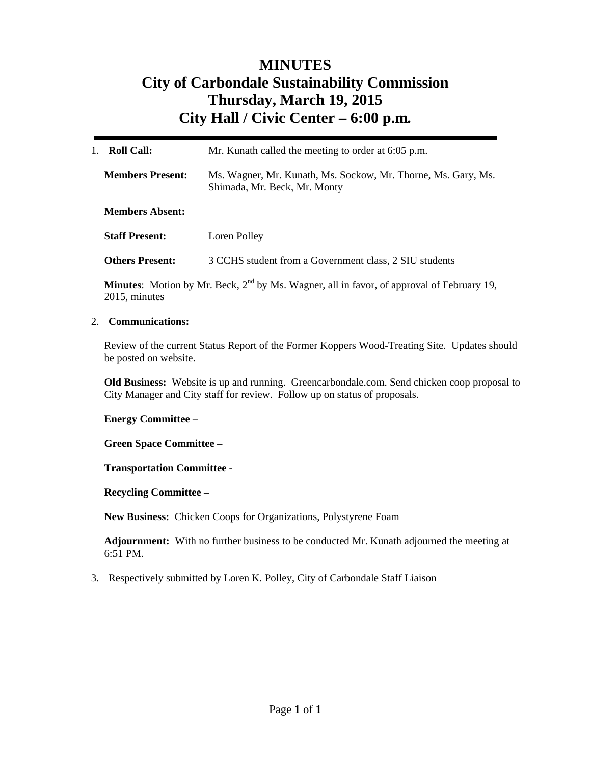# MINUTES
# City of Carbondale Sustainability Commission
# Thursday, March 19, 2015
# City Hall / Civic Center – 6:00 p.m.

1. **Roll Call:** Mr. Kunath called the meeting to order at 6:05 p.m.

   **Members Present:** Ms. Wagner, Mr. Kunath, Ms. Sockow, Mr. Thorne, Ms. Gary, Ms. Shimada, Mr. Beck, Mr. Monty

   **Members Absent:**

   **Staff Present:** Loren Polley

   **Others Present:** 3 CCHS student from a Government class, 2 SIU students

   **Minutes**: Motion by Mr. Beck, 2nd by Ms. Wagner, all in favor, of approval of February 19, 2015, minutes

2. **Communications:**

   Review of the current Status Report of the Former Koppers Wood-Treating Site. Updates should be posted on website.

   **Old Business:** Website is up and running. Greencarbondale.com. Send chicken coop proposal to City Manager and City staff for review. Follow up on status of proposals.

   **Energy Committee –**

   **Green Space Committee –**

   **Transportation Committee -**

   **Recycling Committee –**

   **New Business:** Chicken Coops for Organizations, Polystyrene Foam

   **Adjournment:** With no further business to be conducted Mr. Kunath adjourned the meeting at 6:51 PM.

3. Respectively submitted by Loren K. Polley, City of Carbondale Staff Liaison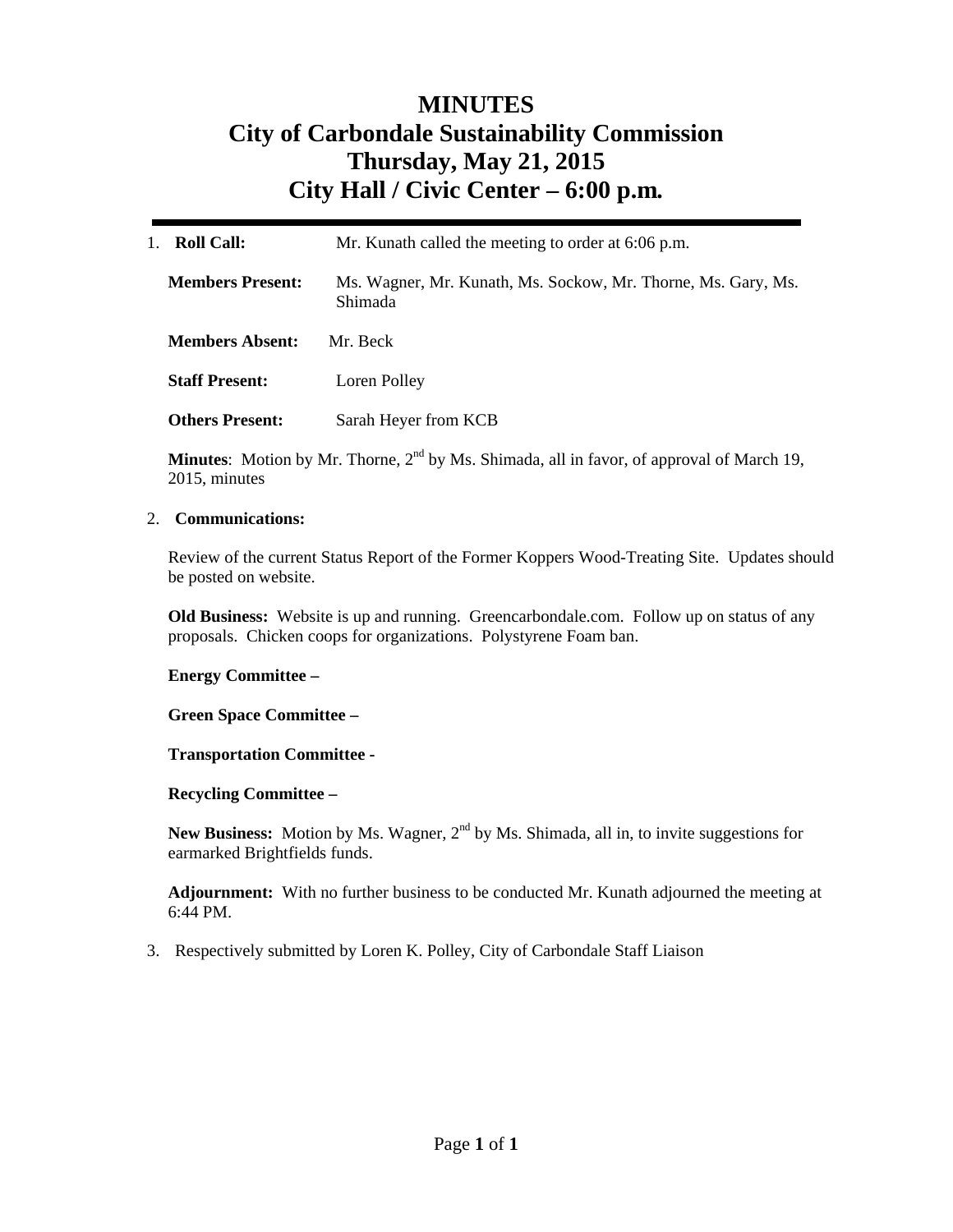# MINUTES
# City of Carbondale Sustainability Commission
# Thursday, May 21, 2015
# City Hall / Civic Center – 6:00 p.m.

---

1. **Roll Call:** Mr. Kunath called the meeting to order at 6:06 p.m.

   **Members Present:** Ms. Wagner, Mr. Kunath, Ms. Sockow, Mr. Thorne, Ms. Gary, Ms. Shimada

   **Members Absent:** Mr. Beck

   **Staff Present:** Loren Polley

   **Others Present:** Sarah Heyer from KCB

   **Minutes**: Motion by Mr. Thorne, 2nd by Ms. Shimada, all in favor, of approval of March 19, 2015, minutes

2. **Communications:**

   Review of the current Status Report of the Former Koppers Wood-Treating Site. Updates should be posted on website.

   **Old Business:** Website is up and running. Greencarbondale.com. Follow up on status of any proposals. Chicken coops for organizations. Polystyrene Foam ban.

   **Energy Committee –**

   **Green Space Committee –**

   **Transportation Committee -**

   **Recycling Committee –**

   **New Business:** Motion by Ms. Wagner, 2nd by Ms. Shimada, all in, to invite suggestions for earmarked Brightfields funds.

   **Adjournment:** With no further business to be conducted Mr. Kunath adjourned the meeting at 6:44 PM.

3. Respectively submitted by Loren K. Polley, City of Carbondale Staff Liaison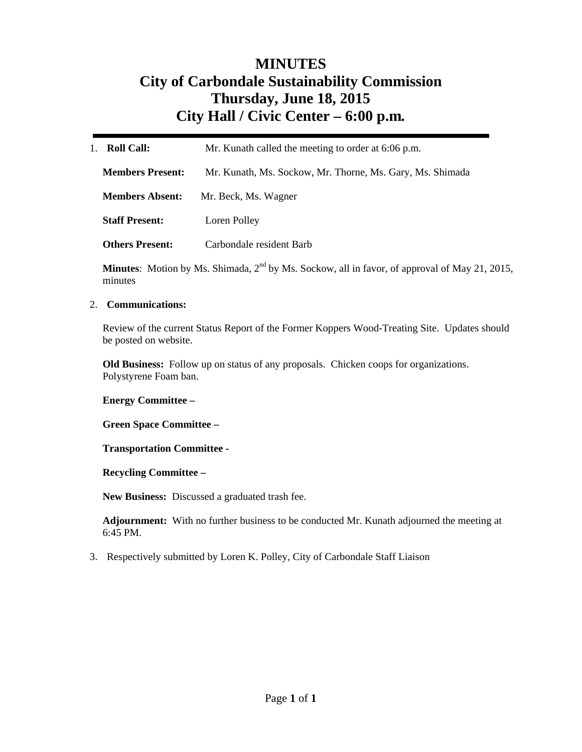# MINUTES
# City of Carbondale Sustainability Commission
# Thursday, June 18, 2015
# City Hall / Civic Center – 6:00 p.m.

---

1. **Roll Call:** Mr. Kunath called the meeting to order at 6:06 p.m.

   **Members Present:** Mr. Kunath, Ms. Sockow, Mr. Thorne, Ms. Gary, Ms. Shimada

   **Members Absent:** Mr. Beck, Ms. Wagner

   **Staff Present:** Loren Polley

   **Others Present:** Carbondale resident Barb

   **Minutes**: Motion by Ms. Shimada, 2nd by Ms. Sockow, all in favor, of approval of May 21, 2015, minutes

2. **Communications:**

   Review of the current Status Report of the Former Koppers Wood-Treating Site. Updates should be posted on website.

   **Old Business:** Follow up on status of any proposals. Chicken coops for organizations. Polystyrene Foam ban.

   **Energy Committee –**

   **Green Space Committee –**

   **Transportation Committee -**

   **Recycling Committee –**

   **New Business:** Discussed a graduated trash fee.

   **Adjournment:** With no further business to be conducted Mr. Kunath adjourned the meeting at 6:45 PM.

3. Respectively submitted by Loren K. Polley, City of Carbondale Staff Liaison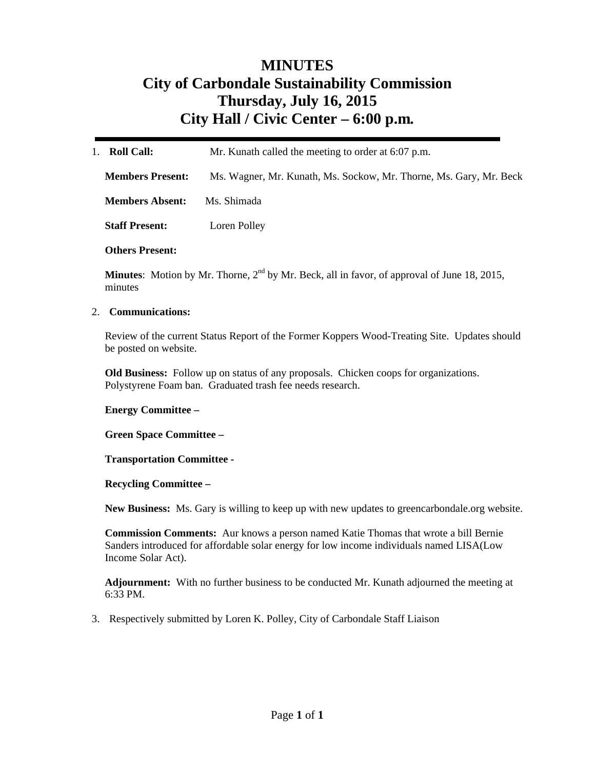# MINUTES
# City of Carbondale Sustainability Commission
# Thursday, July 16, 2015
# City Hall / Civic Center – 6:00 p.m.

---

1. **Roll Call:** Mr. Kunath called the meeting to order at 6:07 p.m.

   **Members Present:** Ms. Wagner, Mr. Kunath, Ms. Sockow, Mr. Thorne, Ms. Gary, Mr. Beck

   **Members Absent:** Ms. Shimada

   **Staff Present:** Loren Polley

   **Others Present:**

   **Minutes**: Motion by Mr. Thorne, 2nd by Mr. Beck, all in favor, of approval of June 18, 2015, minutes

2. **Communications:**

   Review of the current Status Report of the Former Koppers Wood-Treating Site. Updates should be posted on website.

   **Old Business:** Follow up on status of any proposals. Chicken coops for organizations. Polystyrene Foam ban. Graduated trash fee needs research.

   **Energy Committee –**

   **Green Space Committee –**

   **Transportation Committee -**

   **Recycling Committee –**

   **New Business:** Ms. Gary is willing to keep up with new updates to greencarbondale.org website.

   **Commission Comments:** Aur knows a person named Katie Thomas that wrote a bill Bernie Sanders introduced for affordable solar energy for low income individuals named LISA(Low Income Solar Act).

   **Adjournment:** With no further business to be conducted Mr. Kunath adjourned the meeting at 6:33 PM.

3. Respectively submitted by Loren K. Polley, City of Carbondale Staff Liaison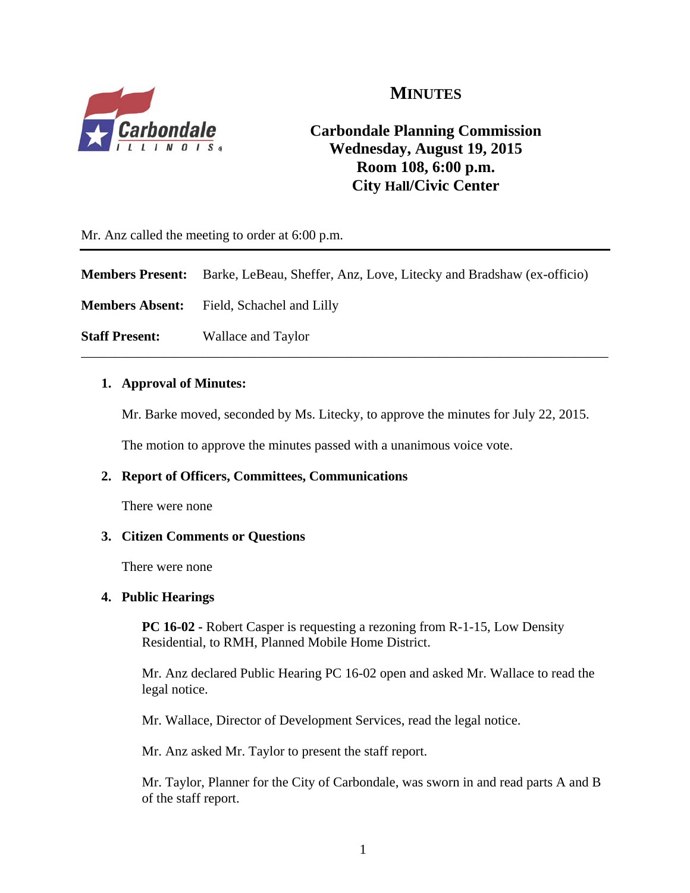# MINUTES

## Carbondale Planning Commission
## Wednesday, August 19, 2015
## Room 108, 6:00 p.m.
## City Hall/Civic Center

Mr. Anz called the meeting to order at 6:00 p.m.

---

**Members Present:** Barke, LeBeau, Sheffer, Anz, Love, Litecky and Bradshaw (ex-officio)

**Members Absent:** Field, Schachel and Lilly

**Staff Present:** Wallace and Taylor

---

1. **Approval of Minutes:**

   Mr. Barke moved, seconded by Ms. Litecky, to approve the minutes for July 22, 2015.

   The motion to approve the minutes passed with a unanimous voice vote.

2. **Report of Officers, Committees, Communications**

   There were none

3. **Citizen Comments or Questions**

   There were none

4. **Public Hearings**

   **PC 16-02 -** Robert Casper is requesting a rezoning from R-1-15, Low Density Residential, to RMH, Planned Mobile Home District.

   Mr. Anz declared Public Hearing PC 16-02 open and asked Mr. Wallace to read the legal notice.

   Mr. Wallace, Director of Development Services, read the legal notice.

   Mr. Anz asked Mr. Taylor to present the staff report.

   Mr. Taylor, Planner for the City of Carbondale, was sworn in and read parts A and B of the staff report.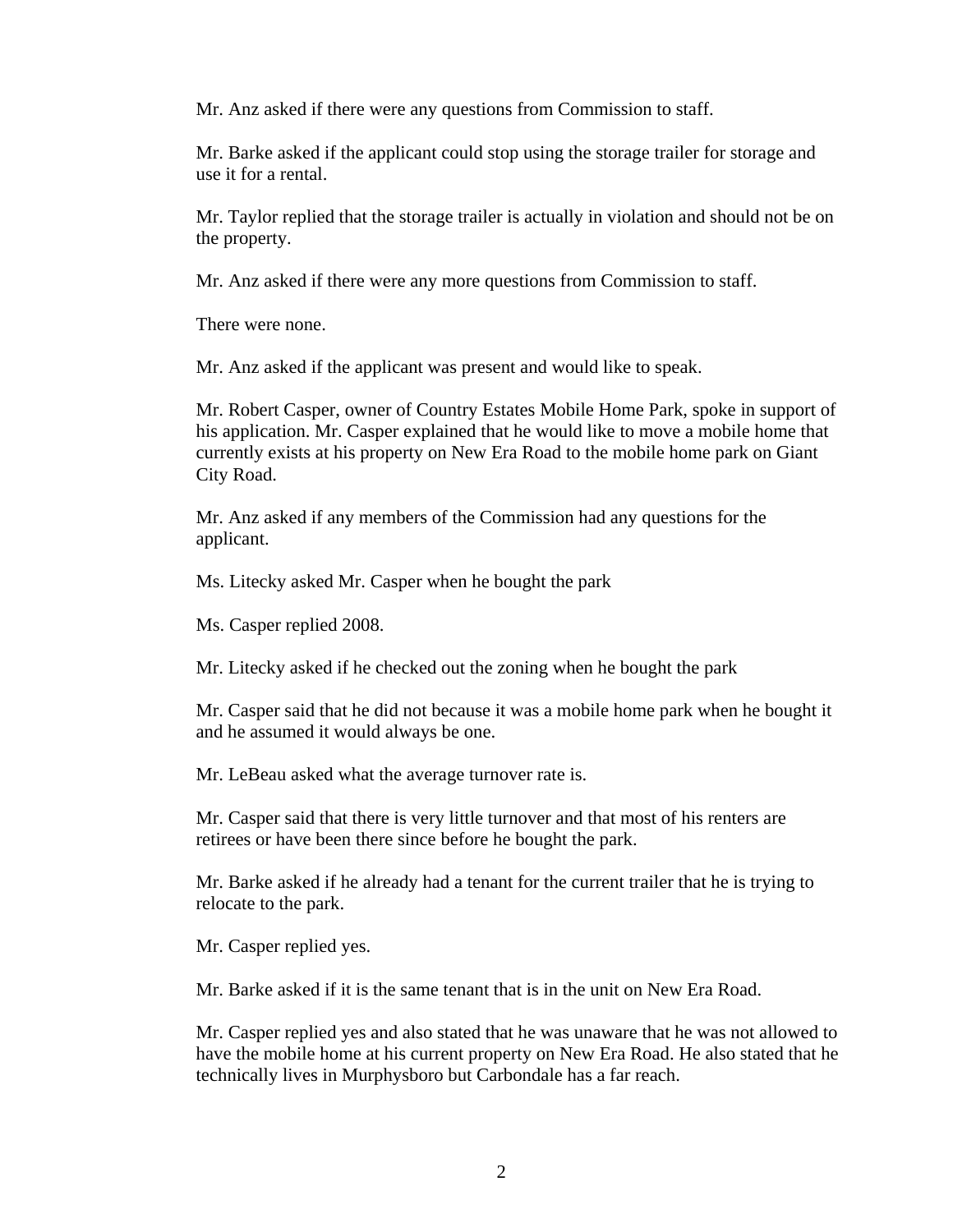Mr. Anz asked if there were any questions from Commission to staff.

Mr. Barke asked if the applicant could stop using the storage trailer for storage and use it for a rental.

Mr. Taylor replied that the storage trailer is actually in violation and should not be on the property.

Mr. Anz asked if there were any more questions from Commission to staff.

There were none.

Mr. Anz asked if the applicant was present and would like to speak.

Mr. Robert Casper, owner of Country Estates Mobile Home Park, spoke in support of his application. Mr. Casper explained that he would like to move a mobile home that currently exists at his property on New Era Road to the mobile home park on Giant City Road.

Mr. Anz asked if any members of the Commission had any questions for the applicant.

Ms. Litecky asked Mr. Casper when he bought the park

Ms. Casper replied 2008.

Mr. Litecky asked if he checked out the zoning when he bought the park

Mr. Casper said that he did not because it was a mobile home park when he bought it and he assumed it would always be one.

Mr. LeBeau asked what the average turnover rate is.

Mr. Casper said that there is very little turnover and that most of his renters are retirees or have been there since before he bought the park.

Mr. Barke asked if he already had a tenant for the current trailer that he is trying to relocate to the park.

Mr. Casper replied yes.

Mr. Barke asked if it is the same tenant that is in the unit on New Era Road.

Mr. Casper replied yes and also stated that he was unaware that he was not allowed to have the mobile home at his current property on New Era Road. He also stated that he technically lives in Murphysboro but Carbondale has a far reach.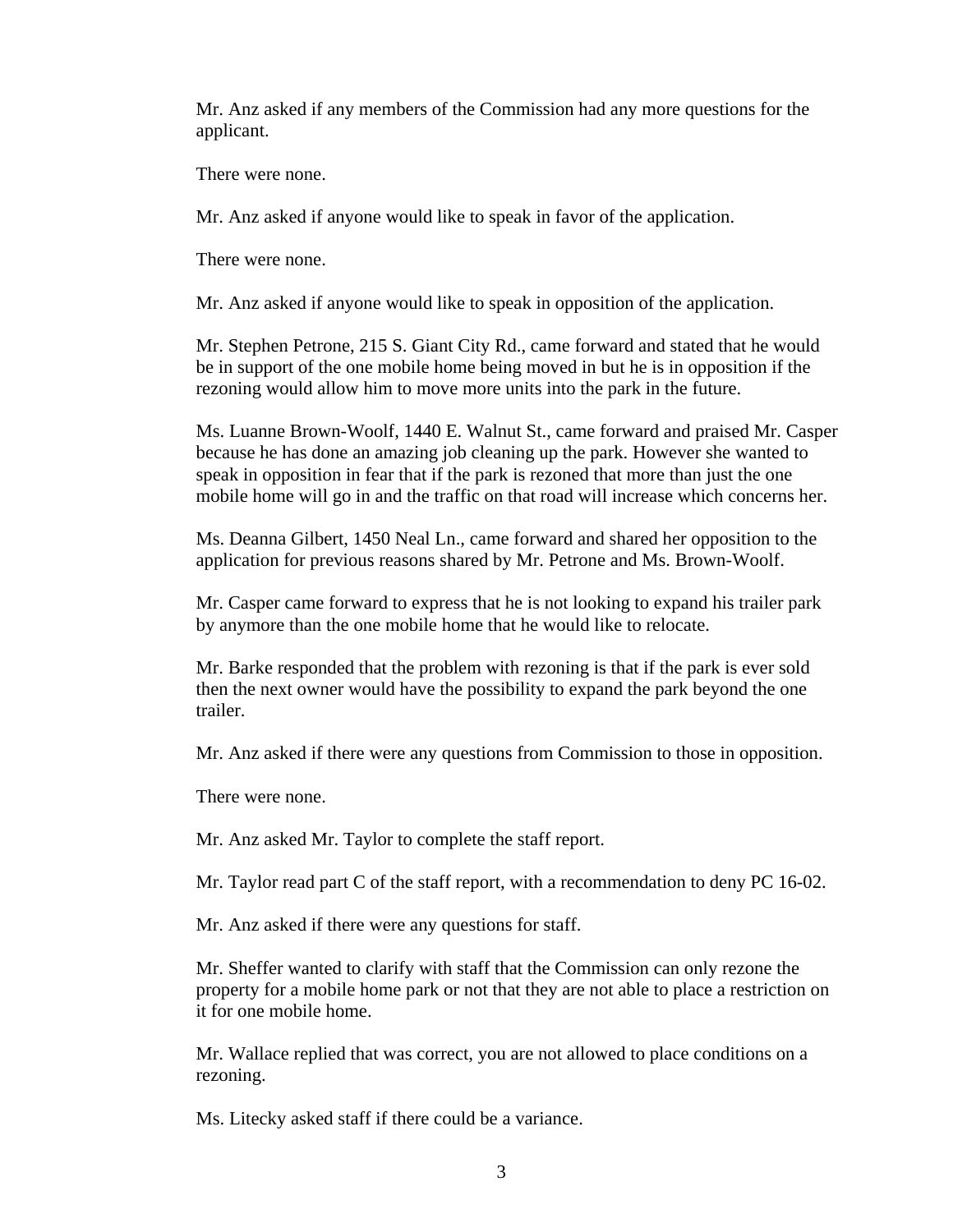Mr. Anz asked if any members of the Commission had any more questions for the applicant.

There were none.

Mr. Anz asked if anyone would like to speak in favor of the application.

There were none.

Mr. Anz asked if anyone would like to speak in opposition of the application.

Mr. Stephen Petrone, 215 S. Giant City Rd., came forward and stated that he would be in support of the one mobile home being moved in but he is in opposition if the rezoning would allow him to move more units into the park in the future.

Ms. Luanne Brown-Woolf, 1440 E. Walnut St., came forward and praised Mr. Casper because he has done an amazing job cleaning up the park. However she wanted to speak in opposition in fear that if the park is rezoned that more than just the one mobile home will go in and the traffic on that road will increase which concerns her.

Ms. Deanna Gilbert, 1450 Neal Ln., came forward and shared her opposition to the application for previous reasons shared by Mr. Petrone and Ms. Brown-Woolf.

Mr. Casper came forward to express that he is not looking to expand his trailer park by anymore than the one mobile home that he would like to relocate.

Mr. Barke responded that the problem with rezoning is that if the park is ever sold then the next owner would have the possibility to expand the park beyond the one trailer.

Mr. Anz asked if there were any questions from Commission to those in opposition.

There were none.

Mr. Anz asked Mr. Taylor to complete the staff report.

Mr. Taylor read part C of the staff report, with a recommendation to deny PC 16-02.

Mr. Anz asked if there were any questions for staff.

Mr. Sheffer wanted to clarify with staff that the Commission can only rezone the property for a mobile home park or not that they are not able to place a restriction on it for one mobile home.

Mr. Wallace replied that was correct, you are not allowed to place conditions on a rezoning.

Ms. Litecky asked staff if there could be a variance.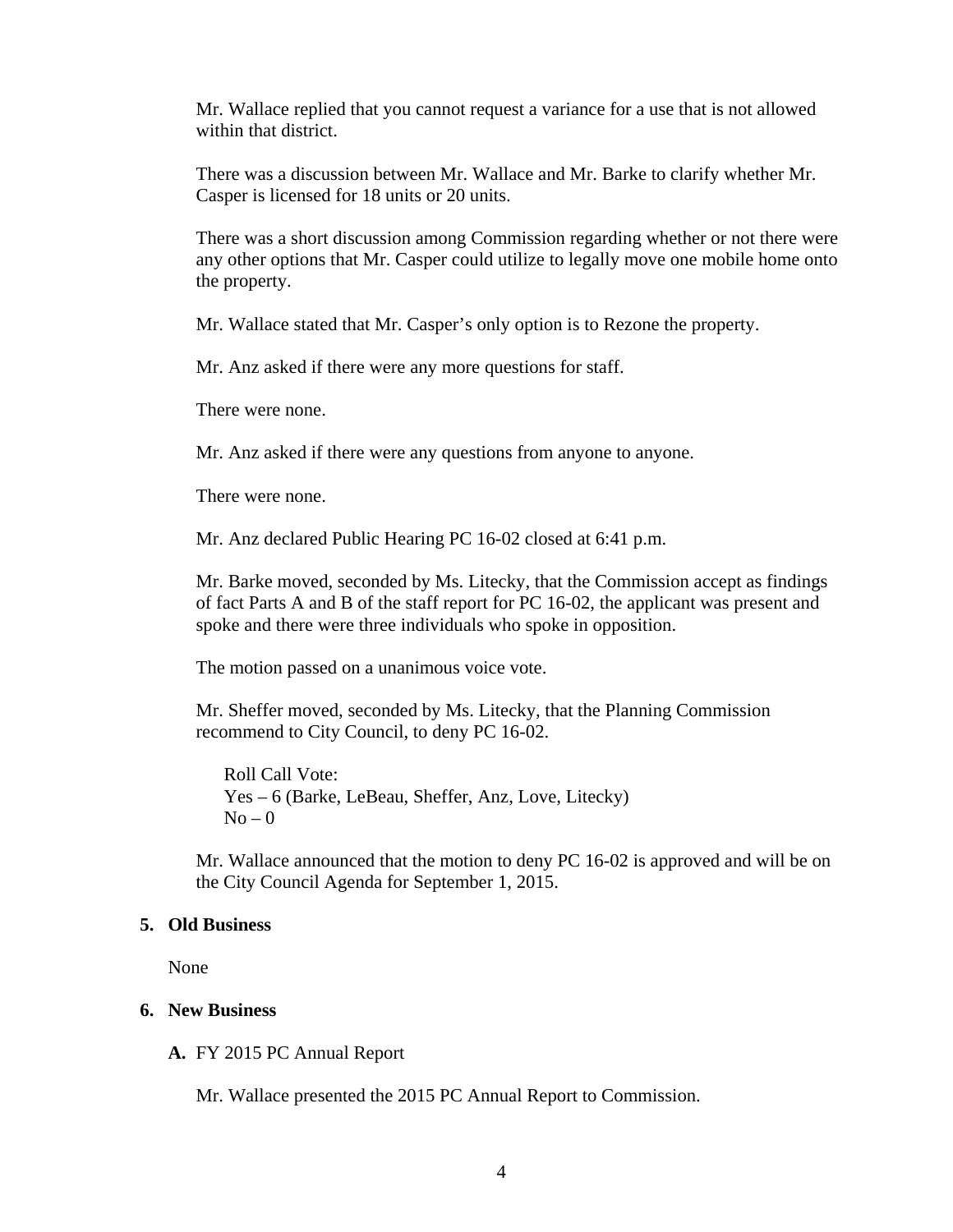Mr. Wallace replied that you cannot request a variance for a use that is not allowed within that district.

There was a discussion between Mr. Wallace and Mr. Barke to clarify whether Mr. Casper is licensed for 18 units or 20 units.

There was a short discussion among Commission regarding whether or not there were any other options that Mr. Casper could utilize to legally move one mobile home onto the property.

Mr. Wallace stated that Mr. Casper's only option is to Rezone the property.

Mr. Anz asked if there were any more questions for staff.

There were none.

Mr. Anz asked if there were any questions from anyone to anyone.

There were none.

Mr. Anz declared Public Hearing PC 16-02 closed at 6:41 p.m.

Mr. Barke moved, seconded by Ms. Litecky, that the Commission accept as findings of fact Parts A and B of the staff report for PC 16-02, the applicant was present and spoke and there were three individuals who spoke in opposition.

The motion passed on a unanimous voice vote.

Mr. Sheffer moved, seconded by Ms. Litecky, that the Planning Commission recommend to City Council, to deny PC 16-02.

Roll Call Vote:
Yes – 6 (Barke, LeBeau, Sheffer, Anz, Love, Litecky)
No – 0

Mr. Wallace announced that the motion to deny PC 16-02 is approved and will be on the City Council Agenda for September 1, 2015.

## 5. Old Business

None

## 6. New Business

**A.** FY 2015 PC Annual Report

Mr. Wallace presented the 2015 PC Annual Report to Commission.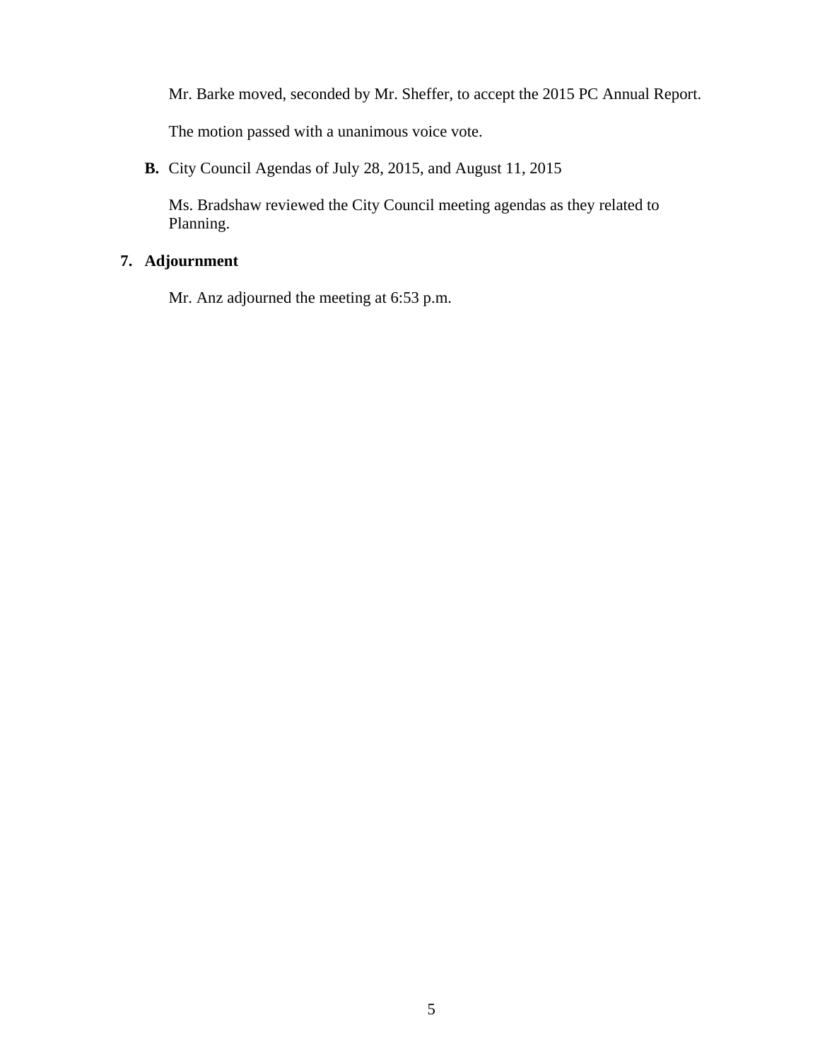Mr. Barke moved, seconded by Mr. Sheffer, to accept the 2015 PC Annual Report.

The motion passed with a unanimous voice vote.

**B.** City Council Agendas of July 28, 2015, and August 11, 2015

Ms. Bradshaw reviewed the City Council meeting agendas as they related to Planning.

**7. Adjournment**

Mr. Anz adjourned the meeting at 6:53 p.m.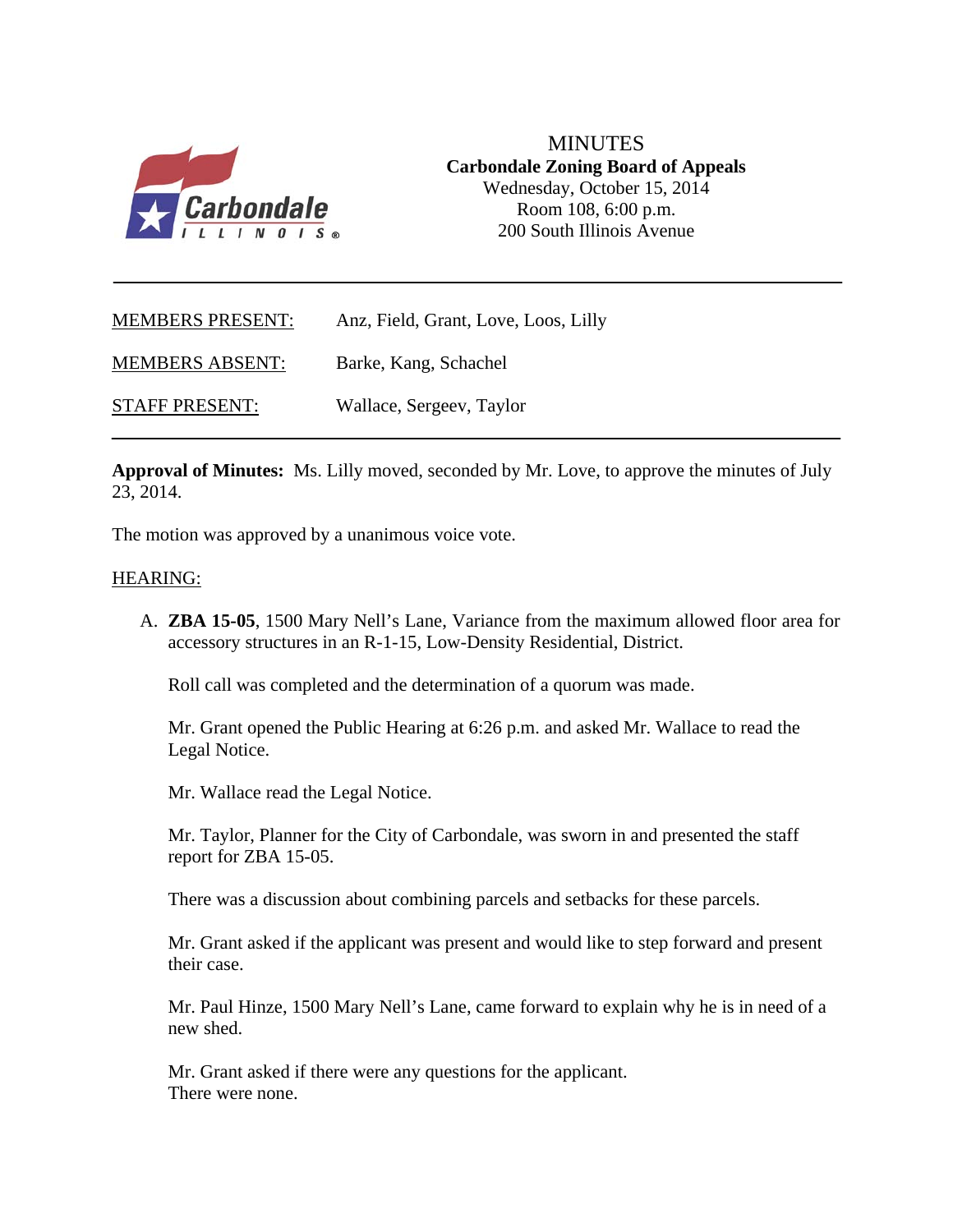# MINUTES

**Carbondale Zoning Board of Appeals**
Wednesday, October 15, 2014
Room 108, 6:00 p.m.
200 South Illinois Avenue

---

MEMBERS PRESENT: Anz, Field, Grant, Love, Loos, Lilly

MEMBERS ABSENT: Barke, Kang, Schachel

STAFF PRESENT: Wallace, Sergeev, Taylor

---

**Approval of Minutes:** Ms. Lilly moved, seconded by Mr. Love, to approve the minutes of July 23, 2014.

The motion was approved by a unanimous voice vote.

HEARING:

A. **ZBA 15-05**, 1500 Mary Nell's Lane, Variance from the maximum allowed floor area for accessory structures in an R-1-15, Low-Density Residential, District.

   Roll call was completed and the determination of a quorum was made.

   Mr. Grant opened the Public Hearing at 6:26 p.m. and asked Mr. Wallace to read the Legal Notice.

   Mr. Wallace read the Legal Notice.

   Mr. Taylor, Planner for the City of Carbondale, was sworn in and presented the staff report for ZBA 15-05.

   There was a discussion about combining parcels and setbacks for these parcels.

   Mr. Grant asked if the applicant was present and would like to step forward and present their case.

   Mr. Paul Hinze, 1500 Mary Nell's Lane, came forward to explain why he is in need of a new shed.

   Mr. Grant asked if there were any questions for the applicant.
   There were none.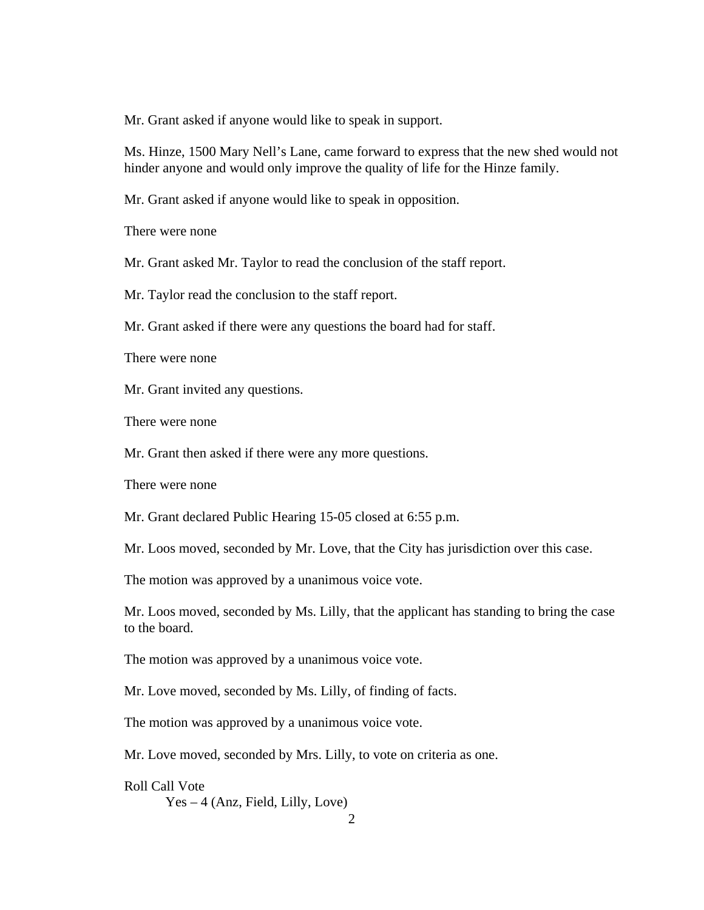Mr. Grant asked if anyone would like to speak in support.

Ms. Hinze, 1500 Mary Nell's Lane, came forward to express that the new shed would not hinder anyone and would only improve the quality of life for the Hinze family.

Mr. Grant asked if anyone would like to speak in opposition.

There were none

Mr. Grant asked Mr. Taylor to read the conclusion of the staff report.

Mr. Taylor read the conclusion to the staff report.

Mr. Grant asked if there were any questions the board had for staff.

There were none

Mr. Grant invited any questions.

There were none

Mr. Grant then asked if there were any more questions.

There were none

Mr. Grant declared Public Hearing 15-05 closed at 6:55 p.m.

Mr. Loos moved, seconded by Mr. Love, that the City has jurisdiction over this case.

The motion was approved by a unanimous voice vote.

Mr. Loos moved, seconded by Ms. Lilly, that the applicant has standing to bring the case to the board.

The motion was approved by a unanimous voice vote.

Mr. Love moved, seconded by Ms. Lilly, of finding of facts.

The motion was approved by a unanimous voice vote.

Mr. Love moved, seconded by Mrs. Lilly, to vote on criteria as one.

Roll Call Vote

Yes – 4 (Anz, Field, Lilly, Love)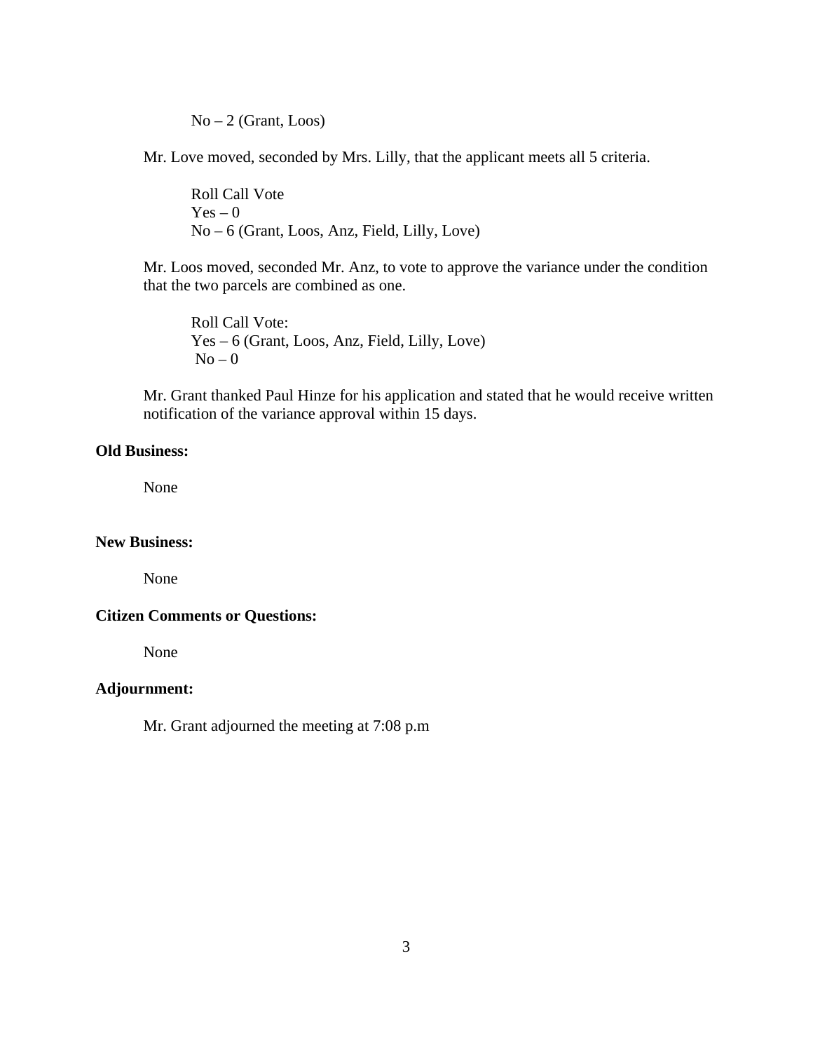No – 2 (Grant, Loos)

Mr. Love moved, seconded by Mrs. Lilly, that the applicant meets all 5 criteria.

Roll Call Vote
Yes – 0
No – 6 (Grant, Loos, Anz, Field, Lilly, Love)

Mr. Loos moved, seconded Mr. Anz, to vote to approve the variance under the condition that the two parcels are combined as one.

Roll Call Vote:
Yes – 6 (Grant, Loos, Anz, Field, Lilly, Love)
No – 0

Mr. Grant thanked Paul Hinze for his application and stated that he would receive written notification of the variance approval within 15 days.

**Old Business:**

None

**New Business:**

None

**Citizen Comments or Questions:**

None

**Adjournment:**

Mr. Grant adjourned the meeting at 7:08 p.m